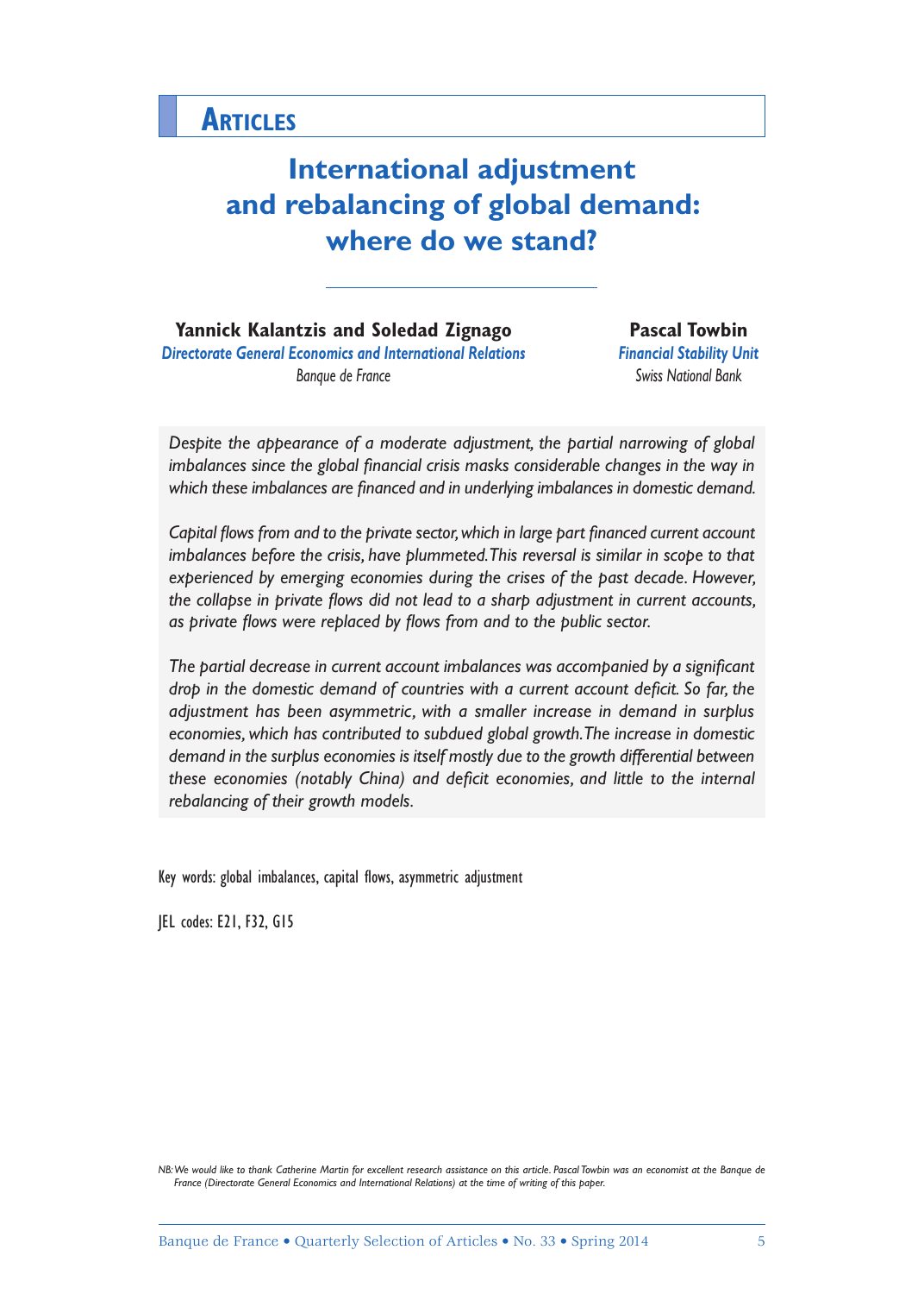# ARTICLES

# International adjustment and rebalancing of global demand: where do we stand?

**Yannick Kalantzis and Soledad Zignago**
*Directorate General Economics and International Relations*
*Banque de France*

**Pascal Towbin**
*Financial Stability Unit*
*Swiss National Bank*

*Despite the appearance of a moderate adjustment, the partial narrowing of global imbalances since the global financial crisis masks considerable changes in the way in which these imbalances are financed and in underlying imbalances in domestic demand.*

*Capital flows from and to the private sector, which in large part financed current account imbalances before the crisis, have plummeted. This reversal is similar in scope to that experienced by emerging economies during the crises of the past decade. However, the collapse in private flows did not lead to a sharp adjustment in current accounts, as private flows were replaced by flows from and to the public sector.*

*The partial decrease in current account imbalances was accompanied by a significant drop in the domestic demand of countries with a current account deficit. So far, the adjustment has been asymmetric, with a smaller increase in demand in surplus economies, which has contributed to subdued global growth. The increase in domestic demand in the surplus economies is itself mostly due to the growth differential between these economies (notably China) and deficit economies, and little to the internal rebalancing of their growth models.*

Key words: global imbalances, capital flows, asymmetric adjustment

JEL codes: E21, F32, G15

*NB: We would like to thank Catherine Martin for excellent research assistance on this article. Pascal Towbin was an economist at the Banque de France (Directorate General Economics and International Relations) at the time of writing of this paper.*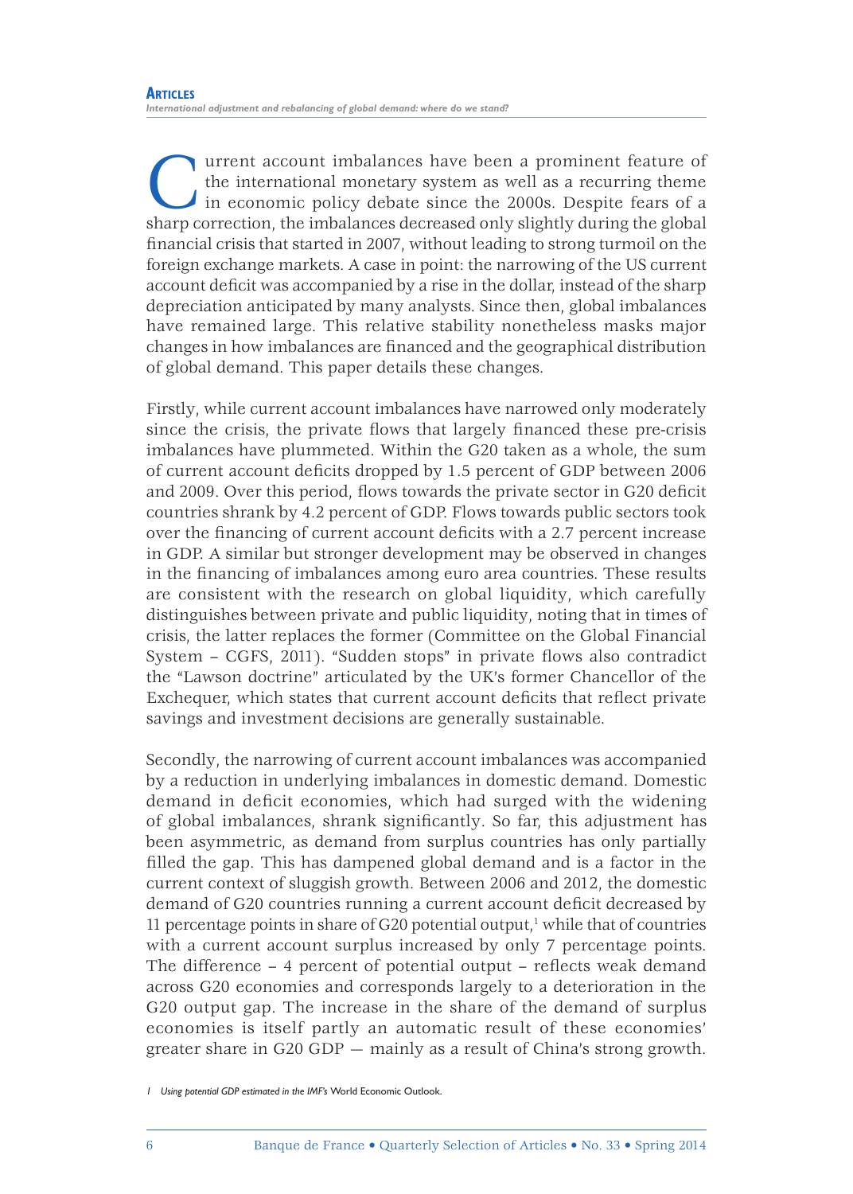Current account imbalances have been a prominent feature of the international monetary system as well as a recurring theme in economic policy debate since the 2000s. Despite fears of a sharp correction, the imbalances decreased only slightly during the global financial crisis that started in 2007, without leading to strong turmoil on the foreign exchange markets. A case in point: the narrowing of the US current account deficit was accompanied by a rise in the dollar, instead of the sharp depreciation anticipated by many analysts. Since then, global imbalances have remained large. This relative stability nonetheless masks major changes in how imbalances are financed and the geographical distribution of global demand. This paper details these changes.

Firstly, while current account imbalances have narrowed only moderately since the crisis, the private flows that largely financed these pre-crisis imbalances have plummeted. Within the G20 taken as a whole, the sum of current account deficits dropped by 1.5 percent of GDP between 2006 and 2009. Over this period, flows towards the private sector in G20 deficit countries shrank by 4.2 percent of GDP. Flows towards public sectors took over the financing of current account deficits with a 2.7 percent increase in GDP. A similar but stronger development may be observed in changes in the financing of imbalances among euro area countries. These results are consistent with the research on global liquidity, which carefully distinguishes between private and public liquidity, noting that in times of crisis, the latter replaces the former (Committee on the Global Financial System – CGFS, 2011). "Sudden stops" in private flows also contradict the "Lawson doctrine" articulated by the UK's former Chancellor of the Exchequer, which states that current account deficits that reflect private savings and investment decisions are generally sustainable.

Secondly, the narrowing of current account imbalances was accompanied by a reduction in underlying imbalances in domestic demand. Domestic demand in deficit economies, which had surged with the widening of global imbalances, shrank significantly. So far, this adjustment has been asymmetric, as demand from surplus countries has only partially filled the gap. This has dampened global demand and is a factor in the current context of sluggish growth. Between 2006 and 2012, the domestic demand of G20 countries running a current account deficit decreased by 11 percentage points in share of G20 potential output,[1] while that of countries with a current account surplus increased by only 7 percentage points. The difference – 4 percent of potential output – reflects weak demand across G20 economies and corresponds largely to a deterioration in the G20 output gap. The increase in the share of the demand of surplus economies is itself partly an automatic result of these economies' greater share in G20 GDP — mainly as a result of China's strong growth.

[1] *Using potential GDP estimated in the IMF's* World Economic Outlook.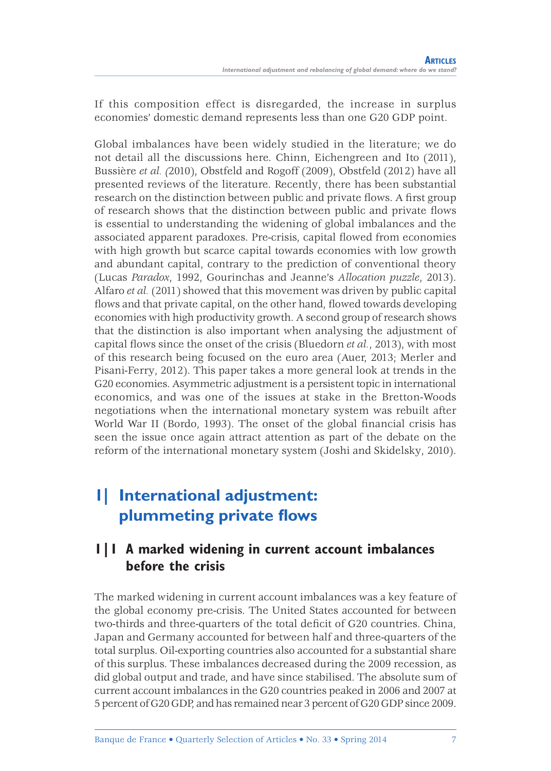If this composition effect is disregarded, the increase in surplus economies' domestic demand represents less than one G20 GDP point.

Global imbalances have been widely studied in the literature; we do not detail all the discussions here. Chinn, Eichengreen and Ito (2011), Bussière *et al.* (2010), Obstfeld and Rogoff (2009), Obstfeld (2012) have all presented reviews of the literature. Recently, there has been substantial research on the distinction between public and private flows. A first group of research shows that the distinction between public and private flows is essential to understanding the widening of global imbalances and the associated apparent paradoxes. Pre-crisis, capital flowed from economies with high growth but scarce capital towards economies with low growth and abundant capital, contrary to the prediction of conventional theory (Lucas *Paradox*, 1992, Gourinchas and Jeanne's *Allocation puzzle*, 2013). Alfaro *et al.* (2011) showed that this movement was driven by public capital flows and that private capital, on the other hand, flowed towards developing economies with high productivity growth. A second group of research shows that the distinction is also important when analysing the adjustment of capital flows since the onset of the crisis (Bluedorn *et al.*, 2013), with most of this research being focused on the euro area (Auer, 2013; Merler and Pisani-Ferry, 2012). This paper takes a more general look at trends in the G20 economies. Asymmetric adjustment is a persistent topic in international economics, and was one of the issues at stake in the Bretton-Woods negotiations when the international monetary system was rebuilt after World War II (Bordo, 1993). The onset of the global financial crisis has seen the issue once again attract attention as part of the debate on the reform of the international monetary system (Joshi and Skidelsky, 2010).

# 1| International adjustment: plummeting private flows

## 1|1 A marked widening in current account imbalances before the crisis

The marked widening in current account imbalances was a key feature of the global economy pre-crisis. The United States accounted for between two-thirds and three-quarters of the total deficit of G20 countries. China, Japan and Germany accounted for between half and three-quarters of the total surplus. Oil-exporting countries also accounted for a substantial share of this surplus. These imbalances decreased during the 2009 recession, as did global output and trade, and have since stabilised. The absolute sum of current account imbalances in the G20 countries peaked in 2006 and 2007 at 5 percent of G20 GDP, and has remained near 3 percent of G20 GDP since 2009.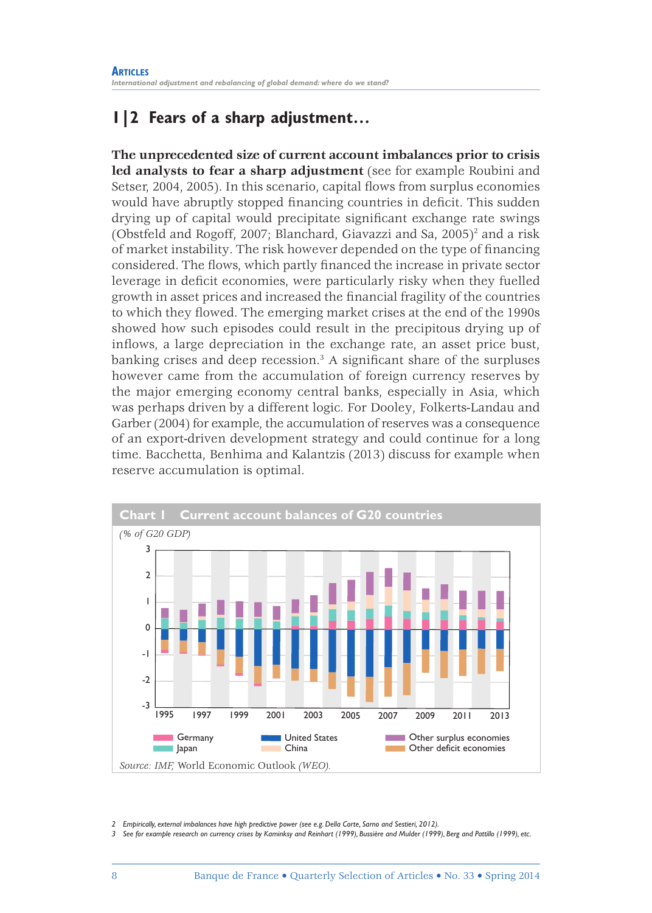## 1|2 Fears of a sharp adjustment…

**The unprecedented size of current account imbalances prior to crisis led analysts to fear a sharp adjustment** (see for example Roubini and Setser, 2004, 2005). In this scenario, capital flows from surplus economies would have abruptly stopped financing countries in deficit. This sudden drying up of capital would precipitate significant exchange rate swings (Obstfeld and Rogoff, 2007; Blanchard, Giavazzi and Sa, 2005)[2] and a risk of market instability. The risk however depended on the type of financing considered. The flows, which partly financed the increase in private sector leverage in deficit economies, were particularly risky when they fuelled growth in asset prices and increased the financial fragility of the countries to which they flowed. The emerging market crises at the end of the 1990s showed how such episodes could result in the precipitous drying up of inflows, a large depreciation in the exchange rate, an asset price bust, banking crises and deep recession.[3] A significant share of the surpluses however came from the accumulation of foreign currency reserves by the major emerging economy central banks, especially in Asia, which was perhaps driven by a different logic. For Dooley, Folkerts-Landau and Garber (2004) for example, the accumulation of reserves was a consequence of an export-driven development strategy and could continue for a long time. Bacchetta, Benhima and Kalantzis (2013) discuss for example when reserve accumulation is optimal.

**Chart 1 Current account balances of G20 countries**

*(% of G20 GDP)*

Source: IMF, World Economic Outlook *(WEO)*.

2 Empirically, external imbalances have high predictive power (see e.g. Della Corte, Sarno and Sestieri, 2012).

3 See for example research on currency crises by Kaminsky and Reinhart (1999), Bussière and Mulder (1999), Berg and Pattillo (1999), etc.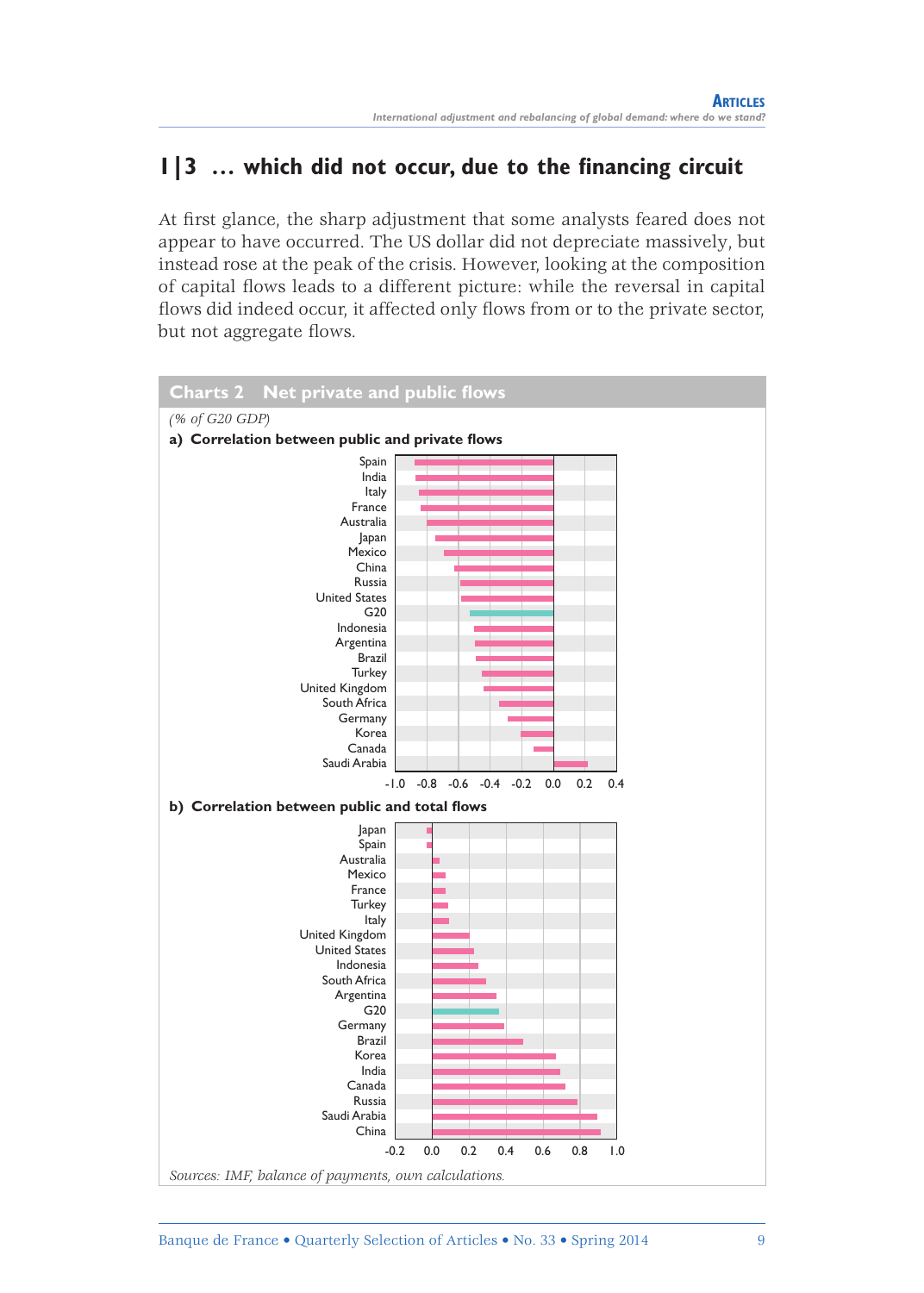## 1|3 … which did not occur, due to the financing circuit

At first glance, the sharp adjustment that some analysts feared does not appear to have occurred. The US dollar did not depreciate massively, but instead rose at the peak of the crisis. However, looking at the composition of capital flows leads to a different picture: while the reversal in capital flows did indeed occur, it affected only flows from or to the private sector, but not aggregate flows.

**Charts 2 Net private and public flows**

*(% of G20 GDP)*

**a) Correlation between public and private flows**

Spain, India, Italy, France, Australia, Japan, Mexico, China, Russia, United States, G20, Indonesia, Argentina, Brazil, Turkey, United Kingdom, South Africa, Germany, Korea, Canada, Saudi Arabia

-1.0 -0.8 -0.6 -0.4 -0.2 0.0 0.2 0.4

**b) Correlation between public and total flows**

Japan, Spain, Australia, Mexico, France, Turkey, Italy, United Kingdom, United States, Indonesia, South Africa, Argentina, G20, Germany, Brazil, Korea, India, Canada, Russia, Saudi Arabia, China

-0.2 0.0 0.2 0.4 0.6 0.8 1.0

*Sources: IMF, balance of payments, own calculations.*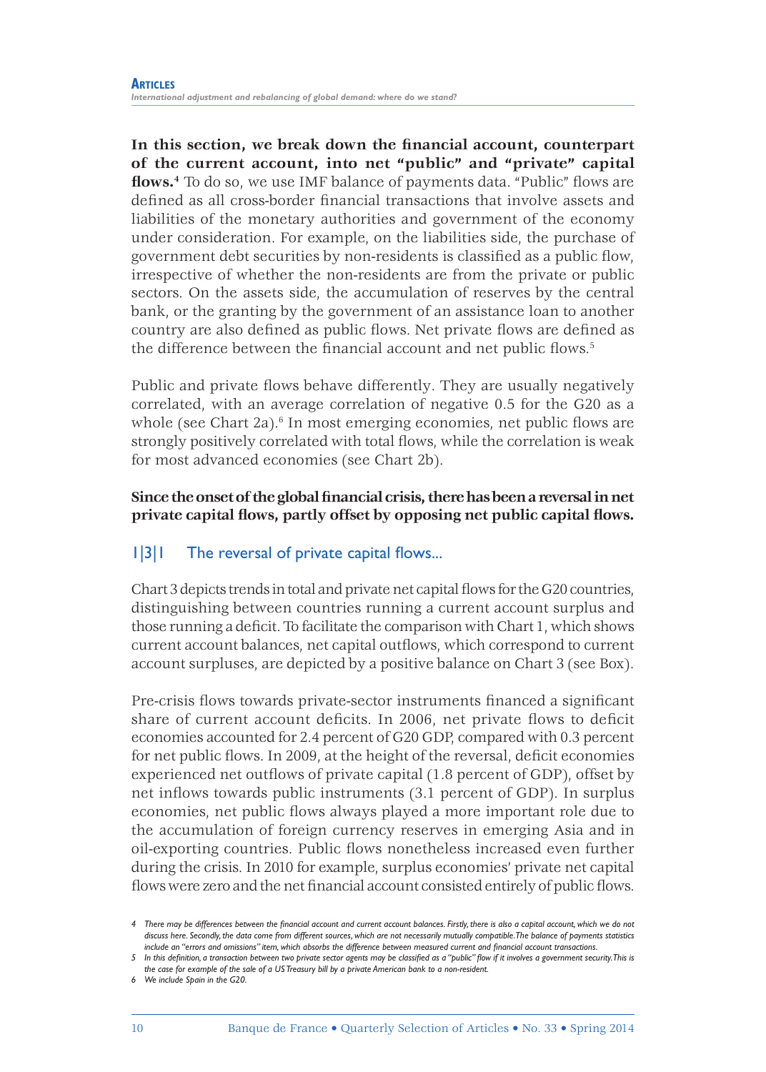**In this section, we break down the financial account, counterpart of the current account, into net "public" and "private" capital flows.**[4] To do so, we use IMF balance of payments data. "Public" flows are defined as all cross-border financial transactions that involve assets and liabilities of the monetary authorities and government of the economy under consideration. For example, on the liabilities side, the purchase of government debt securities by non-residents is classified as a public flow, irrespective of whether the non-residents are from the private or public sectors. On the assets side, the accumulation of reserves by the central bank, or the granting by the government of an assistance loan to another country are also defined as public flows. Net private flows are defined as the difference between the financial account and net public flows.[5]

Public and private flows behave differently. They are usually negatively correlated, with an average correlation of negative 0.5 for the G20 as a whole (see Chart 2a).[6] In most emerging economies, net public flows are strongly positively correlated with total flows, while the correlation is weak for most advanced economies (see Chart 2b).

**Since the onset of the global financial crisis, there has been a reversal in net private capital flows, partly offset by opposing net public capital flows.**

### 1|3|1 The reversal of private capital flows...

Chart 3 depicts trends in total and private net capital flows for the G20 countries, distinguishing between countries running a current account surplus and those running a deficit. To facilitate the comparison with Chart 1, which shows current account balances, net capital outflows, which correspond to current account surpluses, are depicted by a positive balance on Chart 3 (see Box).

Pre-crisis flows towards private-sector instruments financed a significant share of current account deficits. In 2006, net private flows to deficit economies accounted for 2.4 percent of G20 GDP, compared with 0.3 percent for net public flows. In 2009, at the height of the reversal, deficit economies experienced net outflows of private capital (1.8 percent of GDP), offset by net inflows towards public instruments (3.1 percent of GDP). In surplus economies, net public flows always played a more important role due to the accumulation of foreign currency reserves in emerging Asia and in oil-exporting countries. Public flows nonetheless increased even further during the crisis. In 2010 for example, surplus economies' private net capital flows were zero and the net financial account consisted entirely of public flows.

---

*4 There may be differences between the financial account and current account balances. Firstly, there is also a capital account, which we do not discuss here. Secondly, the data come from different sources, which are not necessarily mutually compatible. The balance of payments statistics include an "errors and omissions" item, which absorbs the difference between measured current and financial account transactions.*

*5 In this definition, a transaction between two private sector agents may be classified as a "public" flow if it involves a government security. This is the case for example of the sale of a US Treasury bill by a private American bank to a non-resident.*

*6 We include Spain in the G20.*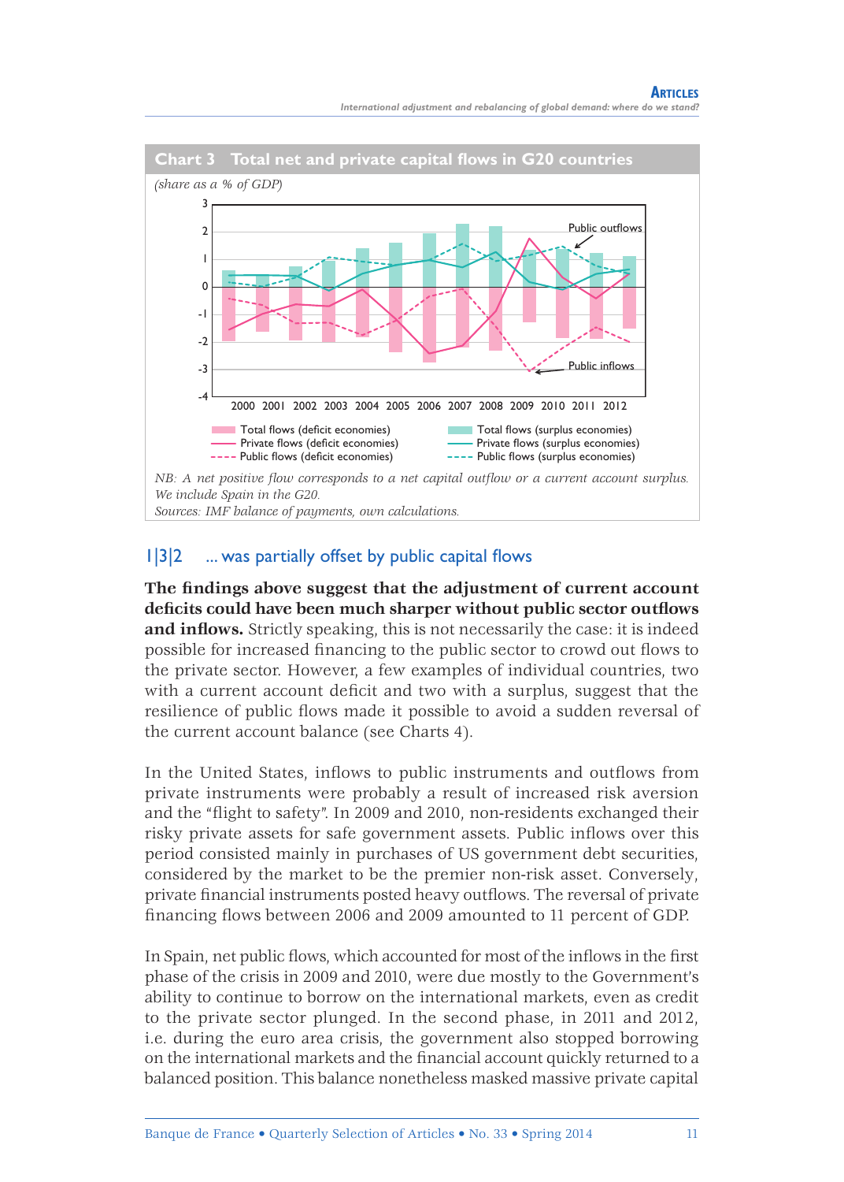**Chart 3 Total net and private capital flows in G20 countries**

*(share as a % of GDP)*

NB: A net positive flow corresponds to a net capital outflow or a current account surplus. We include Spain in the G20.
Sources: IMF balance of payments, own calculations.

## 1|3|2 ... was partially offset by public capital flows

**The findings above suggest that the adjustment of current account deficits could have been much sharper without public sector outflows and inflows.** Strictly speaking, this is not necessarily the case: it is indeed possible for increased financing to the public sector to crowd out flows to the private sector. However, a few examples of individual countries, two with a current account deficit and two with a surplus, suggest that the resilience of public flows made it possible to avoid a sudden reversal of the current account balance (see Charts 4).

In the United States, inflows to public instruments and outflows from private instruments were probably a result of increased risk aversion and the "flight to safety". In 2009 and 2010, non-residents exchanged their risky private assets for safe government assets. Public inflows over this period consisted mainly in purchases of US government debt securities, considered by the market to be the premier non-risk asset. Conversely, private financial instruments posted heavy outflows. The reversal of private financing flows between 2006 and 2009 amounted to 11 percent of GDP.

In Spain, net public flows, which accounted for most of the inflows in the first phase of the crisis in 2009 and 2010, were due mostly to the Government's ability to continue to borrow on the international markets, even as credit to the private sector plunged. In the second phase, in 2011 and 2012, i.e. during the euro area crisis, the government also stopped borrowing on the international markets and the financial account quickly returned to a balanced position. This balance nonetheless masked massive private capital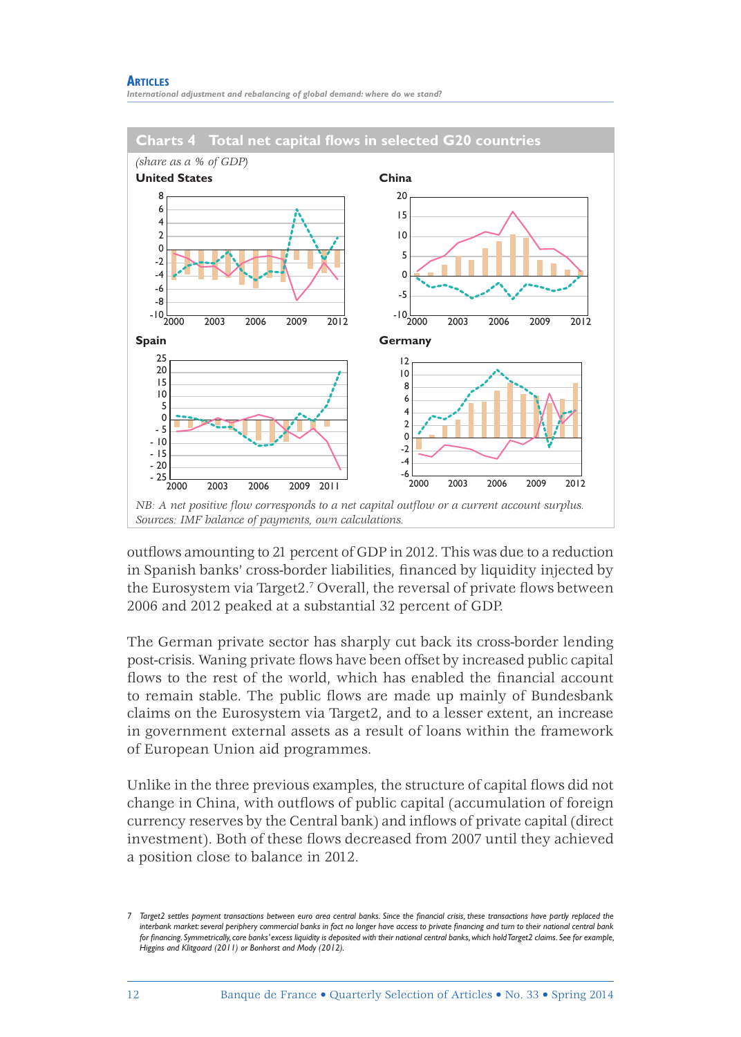## Charts 4 Total net capital flows in selected G20 countries

*(share as a % of GDP)*

**United States**

**China**

**Spain**

**Germany**

*NB: A net positive flow corresponds to a net capital outflow or a current account surplus.*
*Sources: IMF balance of payments, own calculations.*

outflows amounting to 21 percent of GDP in 2012. This was due to a reduction in Spanish banks' cross-border liabilities, financed by liquidity injected by the Eurosystem via Target2.[7] Overall, the reversal of private flows between 2006 and 2012 peaked at a substantial 32 percent of GDP.

The German private sector has sharply cut back its cross-border lending post-crisis. Waning private flows have been offset by increased public capital flows to the rest of the world, which has enabled the financial account to remain stable. The public flows are made up mainly of Bundesbank claims on the Eurosystem via Target2, and to a lesser extent, an increase in government external assets as a result of loans within the framework of European Union aid programmes.

Unlike in the three previous examples, the structure of capital flows did not change in China, with outflows of public capital (accumulation of foreign currency reserves by the Central bank) and inflows of private capital (direct investment). Both of these flows decreased from 2007 until they achieved a position close to balance in 2012.

7 *Target2 settles payment transactions between euro area central banks. Since the financial crisis, these transactions have partly replaced the interbank market: several periphery commercial banks in fact no longer have access to private financing and turn to their national central bank for financing. Symmetrically, core banks' excess liquidity is deposited with their national central banks, which hold Target2 claims. See for example, Higgins and Klitgaard (2011) or Bonhorst and Mody (2012).*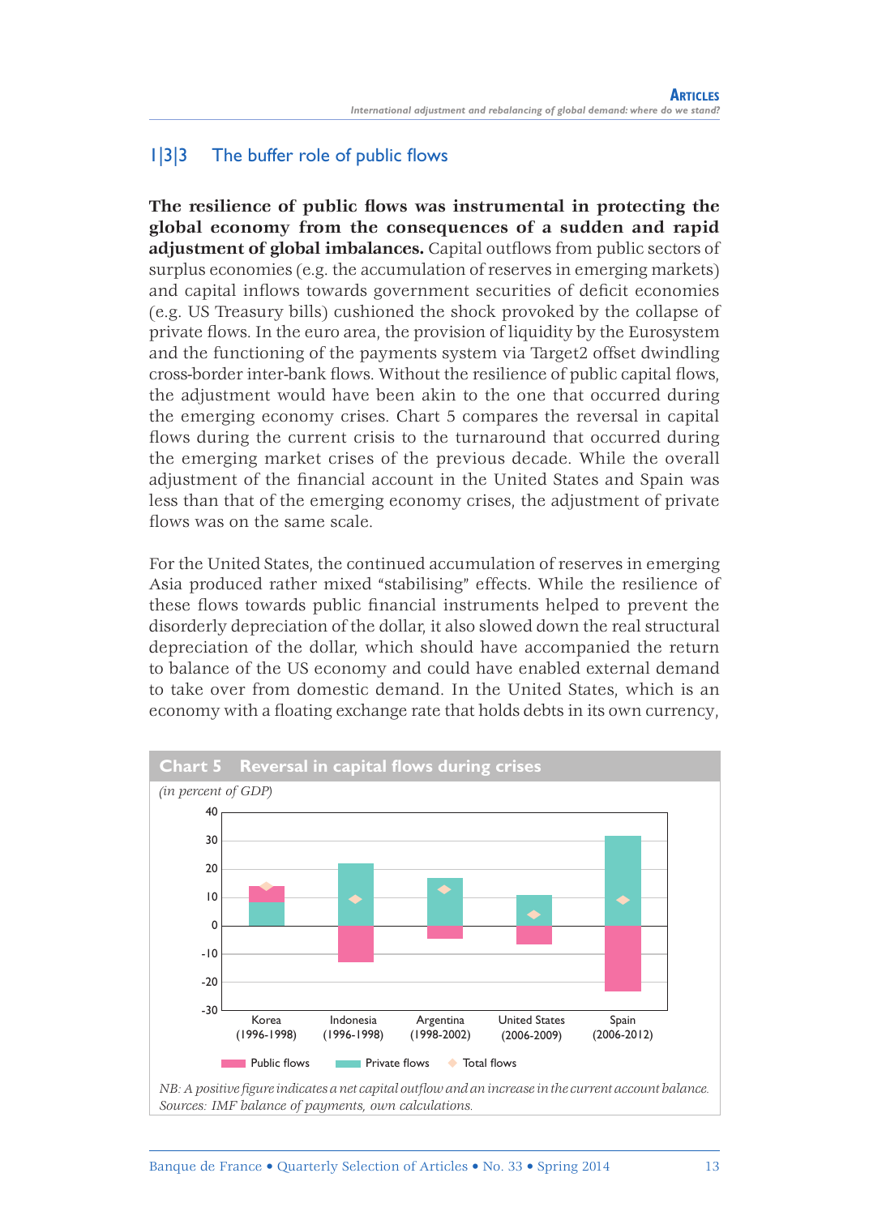### 1|3|3 The buffer role of public flows

**The resilience of public flows was instrumental in protecting the global economy from the consequences of a sudden and rapid adjustment of global imbalances.** Capital outflows from public sectors of surplus economies (e.g. the accumulation of reserves in emerging markets) and capital inflows towards government securities of deficit economies (e.g. US Treasury bills) cushioned the shock provoked by the collapse of private flows. In the euro area, the provision of liquidity by the Eurosystem and the functioning of the payments system via Target2 offset dwindling cross-border inter-bank flows. Without the resilience of public capital flows, the adjustment would have been akin to the one that occurred during the emerging economy crises. Chart 5 compares the reversal in capital flows during the current crisis to the turnaround that occurred during the emerging market crises of the previous decade. While the overall adjustment of the financial account in the United States and Spain was less than that of the emerging economy crises, the adjustment of private flows was on the same scale.

For the United States, the continued accumulation of reserves in emerging Asia produced rather mixed "stabilising" effects. While the resilience of these flows towards public financial instruments helped to prevent the disorderly depreciation of the dollar, it also slowed down the real structural depreciation of the dollar, which should have accompanied the return to balance of the US economy and could have enabled external demand to take over from domestic demand. In the United States, which is an economy with a floating exchange rate that holds debts in its own currency,

**Chart 5 Reversal in capital flows during crises**

*(in percent of GDP)*

Korea (1996-1998), Indonesia (1996-1998), Argentina (1998-2002), United States (2006-2009), Spain (2006-2012)

Public flows, Private flows, Total flows

*NB: A positive figure indicates a net capital outflow and an increase in the current account balance.*
*Sources: IMF balance of payments, own calculations.*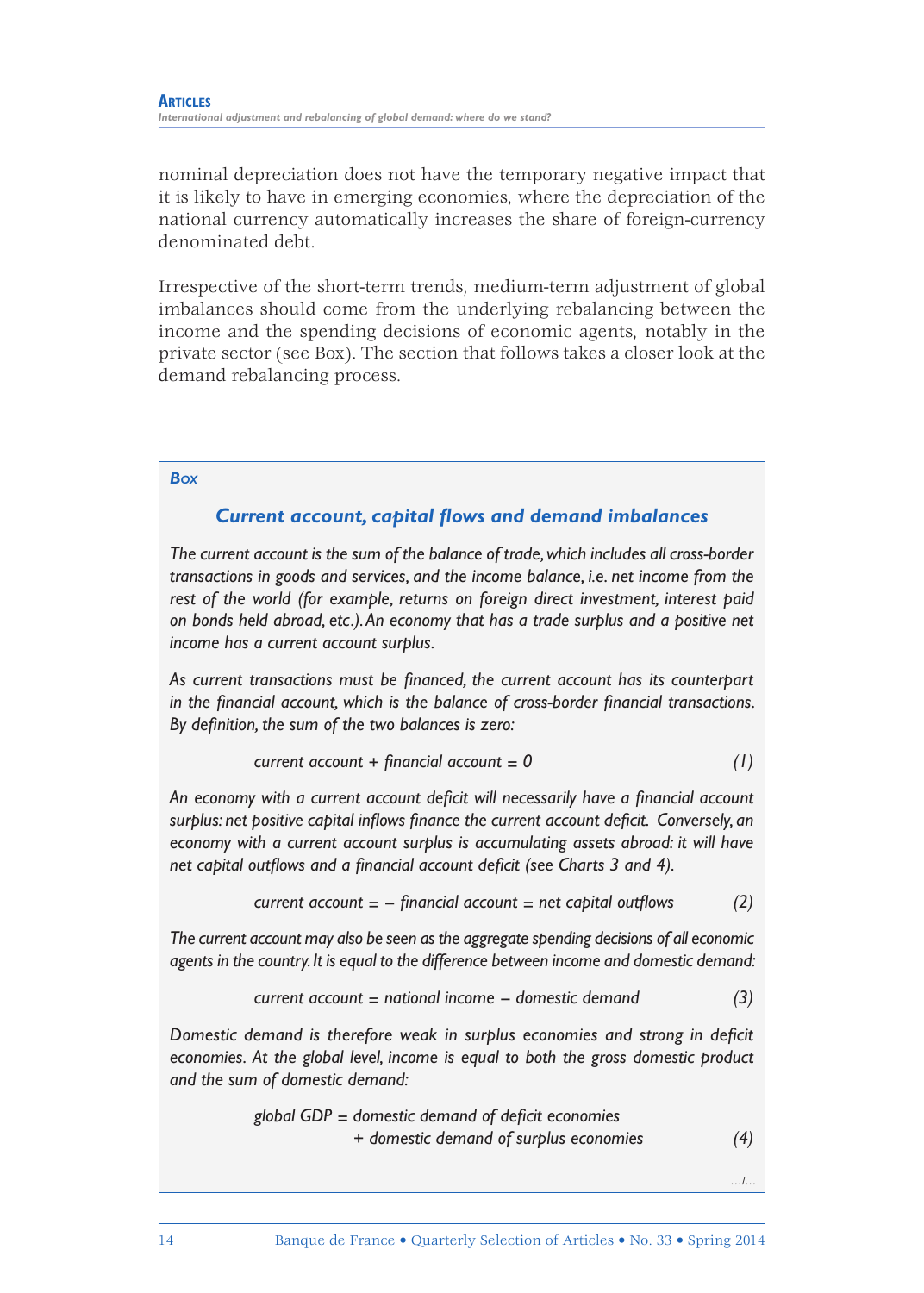nominal depreciation does not have the temporary negative impact that it is likely to have in emerging economies, where the depreciation of the national currency automatically increases the share of foreign-currency denominated debt.

Irrespective of the short-term trends, medium-term adjustment of global imbalances should come from the underlying rebalancing between the income and the spending decisions of economic agents, notably in the private sector (see Box). The section that follows takes a closer look at the demand rebalancing process.

**Box**

### Current account, capital flows and demand imbalances

*The current account is the sum of the balance of trade, which includes all cross-border transactions in goods and services, and the income balance, i.e. net income from the rest of the world (for example, returns on foreign direct investment, interest paid on bonds held abroad, etc.). An economy that has a trade surplus and a positive net income has a current account surplus.*

*As current transactions must be financed, the current account has its counterpart in the financial account, which is the balance of cross-border financial transactions. By definition, the sum of the two balances is zero:*

$$\text{current account} + \text{financial account} = 0 \qquad (1)$$

*An economy with a current account deficit will necessarily have a financial account surplus: net positive capital inflows finance the current account deficit. Conversely, an economy with a current account surplus is accumulating assets abroad: it will have net capital outflows and a financial account deficit (see Charts 3 and 4).*

$$\text{current account} = -\text{financial account} = \text{net capital outflows} \qquad (2)$$

*The current account may also be seen as the aggregate spending decisions of all economic agents in the country. It is equal to the difference between income and domestic demand:*

$$\text{current account} = \text{national income} - \text{domestic demand} \qquad (3)$$

*Domestic demand is therefore weak in surplus economies and strong in deficit economies. At the global level, income is equal to both the gross domestic product and the sum of domestic demand:*

$$\text{global GDP} = \text{domestic demand of deficit economies} + \text{domestic demand of surplus economies} \qquad (4)$$

…/…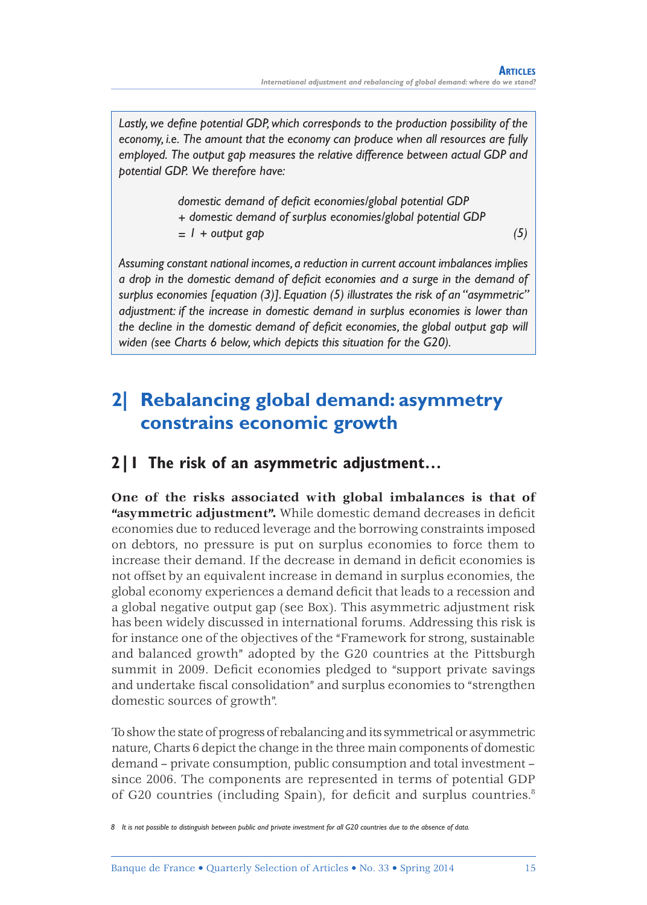*Lastly, we define potential GDP, which corresponds to the production possibility of the economy, i.e. The amount that the economy can produce when all resources are fully employed. The output gap measures the relative difference between actual GDP and potential GDP. We therefore have:*

$$\text{domestic demand of deficit economies/global potential GDP} + \text{domestic demand of surplus economies/global potential GDP} = 1 + \text{output gap} \quad (5)$$

*Assuming constant national incomes, a reduction in current account imbalances implies a drop in the domestic demand of deficit economies and a surge in the demand of surplus economies [equation (3)]. Equation (5) illustrates the risk of an "asymmetric" adjustment: if the increase in domestic demand in surplus economies is lower than the decline in the domestic demand of deficit economies, the global output gap will widen (see Charts 6 below, which depicts this situation for the G20).*

## 2| Rebalancing global demand: asymmetry constrains economic growth

### 2|1 The risk of an asymmetric adjustment…

**One of the risks associated with global imbalances is that of "asymmetric adjustment".** While domestic demand decreases in deficit economies due to reduced leverage and the borrowing constraints imposed on debtors, no pressure is put on surplus economies to force them to increase their demand. If the decrease in demand in deficit economies is not offset by an equivalent increase in demand in surplus economies, the global economy experiences a demand deficit that leads to a recession and a global negative output gap (see Box). This asymmetric adjustment risk has been widely discussed in international forums. Addressing this risk is for instance one of the objectives of the "Framework for strong, sustainable and balanced growth" adopted by the G20 countries at the Pittsburgh summit in 2009. Deficit economies pledged to "support private savings and undertake fiscal consolidation" and surplus economies to "strengthen domestic sources of growth".

To show the state of progress of rebalancing and its symmetrical or asymmetric nature, Charts 6 depict the change in the three main components of domestic demand – private consumption, public consumption and total investment – since 2006. The components are represented in terms of potential GDP of G20 countries (including Spain), for deficit and surplus countries.[8]

8 It is not possible to distinguish between public and private investment for all G20 countries due to the absence of data.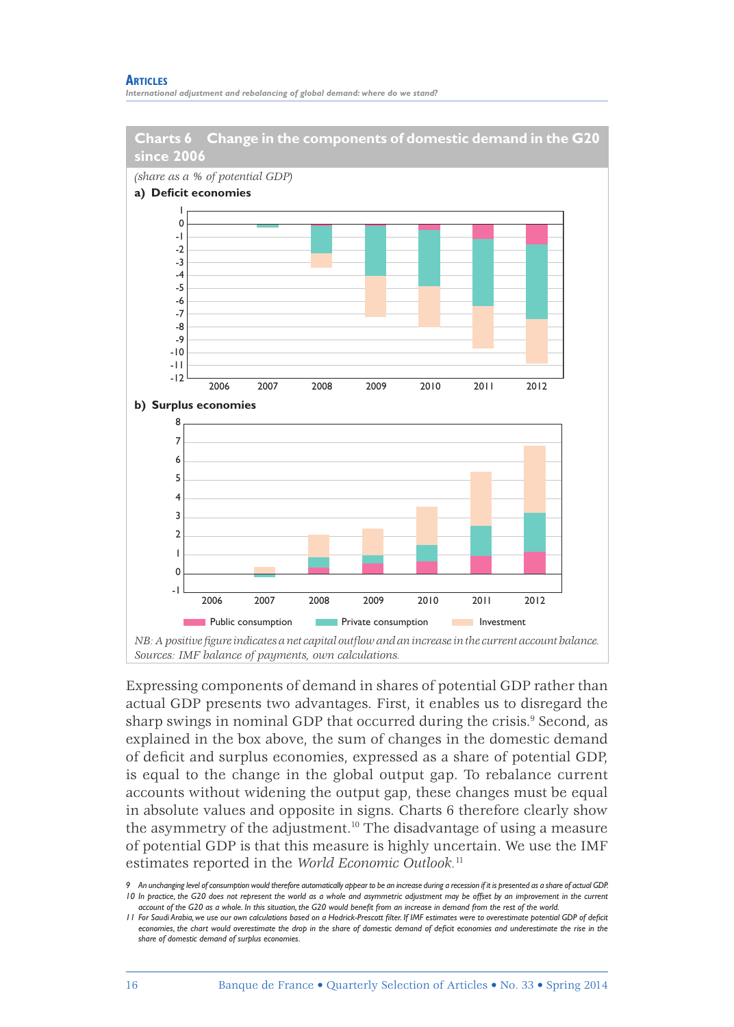## Charts 6 Change in the components of domestic demand in the G20 since 2006

*(share as a % of potential GDP)*

**a) Deficit economies**

**b) Surplus economies**

Public consumption | Private consumption | Investment

*NB: A positive figure indicates a net capital outflow and an increase in the current account balance.*
*Sources: IMF balance of payments, own calculations.*

Expressing components of demand in shares of potential GDP rather than actual GDP presents two advantages. First, it enables us to disregard the sharp swings in nominal GDP that occurred during the crisis.[9] Second, as explained in the box above, the sum of changes in the domestic demand of deficit and surplus economies, expressed as a share of potential GDP, is equal to the change in the global output gap. To rebalance current accounts without widening the output gap, these changes must be equal in absolute values and opposite in signs. Charts 6 therefore clearly show the asymmetry of the adjustment.[10] The disadvantage of using a measure of potential GDP is that this measure is highly uncertain. We use the IMF estimates reported in the *World Economic Outlook*.[11]

9 An unchanging level of consumption would therefore automatically appear to be an increase during a recession if it is presented as a share of actual GDP.

10 In practice, the G20 does not represent the world as a whole and asymmetric adjustment may be offset by an improvement in the current account of the G20 as a whole. In this situation, the G20 would benefit from an increase in demand from the rest of the world.

11 For Saudi Arabia, we use our own calculations based on a Hodrick-Prescott filter. If IMF estimates were to overestimate potential GDP of deficit economies, the chart would overestimate the drop in the share of domestic demand of deficit economies and underestimate the rise in the share of domestic demand of surplus economies.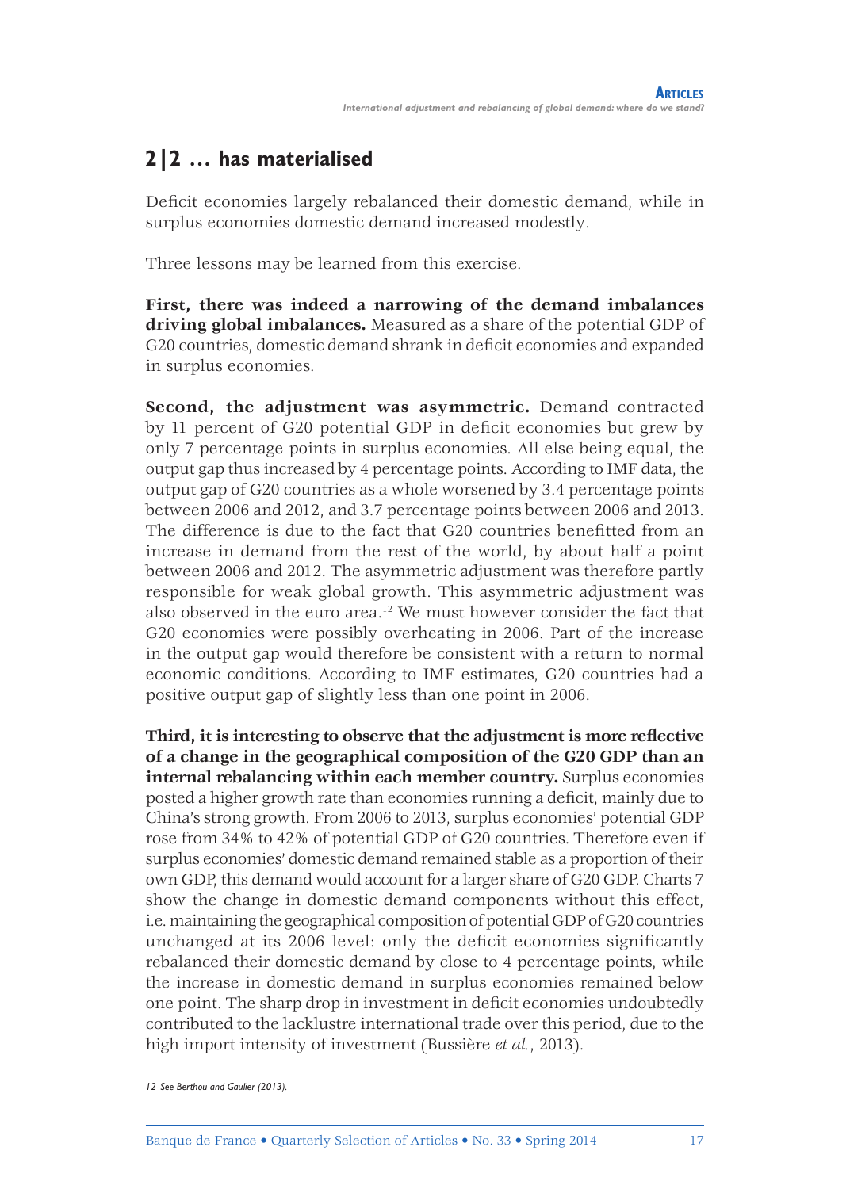## 2|2 … has materialised

Deficit economies largely rebalanced their domestic demand, while in surplus economies domestic demand increased modestly.

Three lessons may be learned from this exercise.

**First, there was indeed a narrowing of the demand imbalances driving global imbalances.** Measured as a share of the potential GDP of G20 countries, domestic demand shrank in deficit economies and expanded in surplus economies.

**Second, the adjustment was asymmetric.** Demand contracted by 11 percent of G20 potential GDP in deficit economies but grew by only 7 percentage points in surplus economies. All else being equal, the output gap thus increased by 4 percentage points. According to IMF data, the output gap of G20 countries as a whole worsened by 3.4 percentage points between 2006 and 2012, and 3.7 percentage points between 2006 and 2013. The difference is due to the fact that G20 countries benefitted from an increase in demand from the rest of the world, by about half a point between 2006 and 2012. The asymmetric adjustment was therefore partly responsible for weak global growth. This asymmetric adjustment was also observed in the euro area.[12] We must however consider the fact that G20 economies were possibly overheating in 2006. Part of the increase in the output gap would therefore be consistent with a return to normal economic conditions. According to IMF estimates, G20 countries had a positive output gap of slightly less than one point in 2006.

**Third, it is interesting to observe that the adjustment is more reflective of a change in the geographical composition of the G20 GDP than an internal rebalancing within each member country.** Surplus economies posted a higher growth rate than economies running a deficit, mainly due to China's strong growth. From 2006 to 2013, surplus economies' potential GDP rose from 34% to 42% of potential GDP of G20 countries. Therefore even if surplus economies' domestic demand remained stable as a proportion of their own GDP, this demand would account for a larger share of G20 GDP. Charts 7 show the change in domestic demand components without this effect, i.e. maintaining the geographical composition of potential GDP of G20 countries unchanged at its 2006 level: only the deficit economies significantly rebalanced their domestic demand by close to 4 percentage points, while the increase in domestic demand in surplus economies remained below one point. The sharp drop in investment in deficit economies undoubtedly contributed to the lacklustre international trade over this period, due to the high import intensity of investment (Bussière *et al.*, 2013).

12 See Berthou and Gaulier (2013).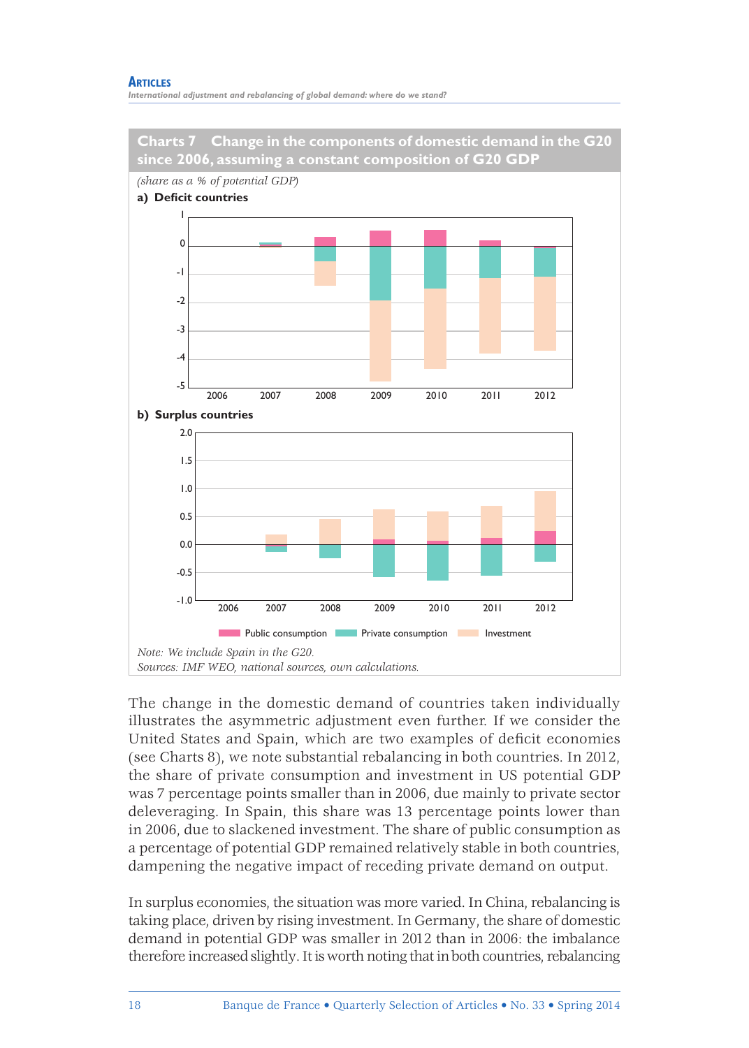**Charts 7 Change in the components of domestic demand in the G20 since 2006, assuming a constant composition of G20 GDP**

*(share as a % of potential GDP)*

**a) Deficit countries**

**b) Surplus countries**

Public consumption  Private consumption  Investment

*Note: We include Spain in the G20.*
*Sources: IMF WEO, national sources, own calculations.*

The change in the domestic demand of countries taken individually illustrates the asymmetric adjustment even further. If we consider the United States and Spain, which are two examples of deficit economies (see Charts 8), we note substantial rebalancing in both countries. In 2012, the share of private consumption and investment in US potential GDP was 7 percentage points smaller than in 2006, due mainly to private sector deleveraging. In Spain, this share was 13 percentage points lower than in 2006, due to slackened investment. The share of public consumption as a percentage of potential GDP remained relatively stable in both countries, dampening the negative impact of receding private demand on output.

In surplus economies, the situation was more varied. In China, rebalancing is taking place, driven by rising investment. In Germany, the share of domestic demand in potential GDP was smaller in 2012 than in 2006: the imbalance therefore increased slightly. It is worth noting that in both countries, rebalancing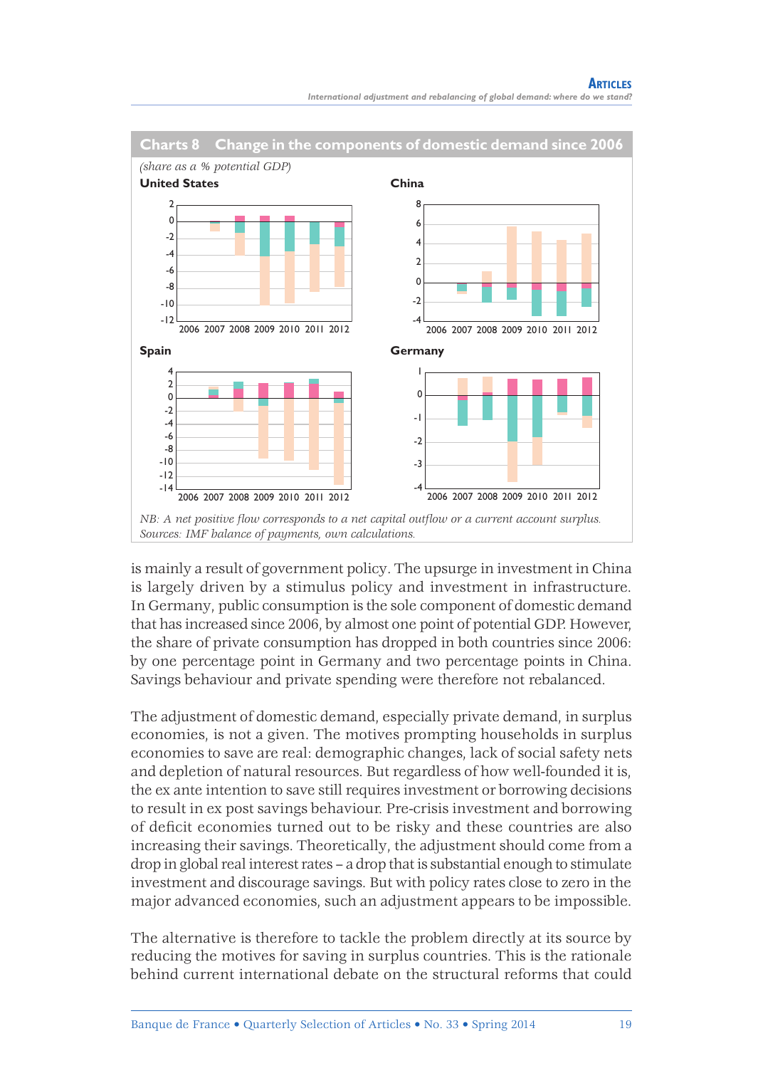## Charts 8 Change in the components of domestic demand since 2006

*(share as a % potential GDP)*

**United States**

**China**

**Spain**

**Germany**

*NB: A net positive flow corresponds to a net capital outflow or a current account surplus.*
*Sources: IMF balance of payments, own calculations.*

is mainly a result of government policy. The upsurge in investment in China is largely driven by a stimulus policy and investment in infrastructure. In Germany, public consumption is the sole component of domestic demand that has increased since 2006, by almost one point of potential GDP. However, the share of private consumption has dropped in both countries since 2006: by one percentage point in Germany and two percentage points in China. Savings behaviour and private spending were therefore not rebalanced.

The adjustment of domestic demand, especially private demand, in surplus economies, is not a given. The motives prompting households in surplus economies to save are real: demographic changes, lack of social safety nets and depletion of natural resources. But regardless of how well-founded it is, the ex ante intention to save still requires investment or borrowing decisions to result in ex post savings behaviour. Pre-crisis investment and borrowing of deficit economies turned out to be risky and these countries are also increasing their savings. Theoretically, the adjustment should come from a drop in global real interest rates – a drop that is substantial enough to stimulate investment and discourage savings. But with policy rates close to zero in the major advanced economies, such an adjustment appears to be impossible.

The alternative is therefore to tackle the problem directly at its source by reducing the motives for saving in surplus countries. This is the rationale behind current international debate on the structural reforms that could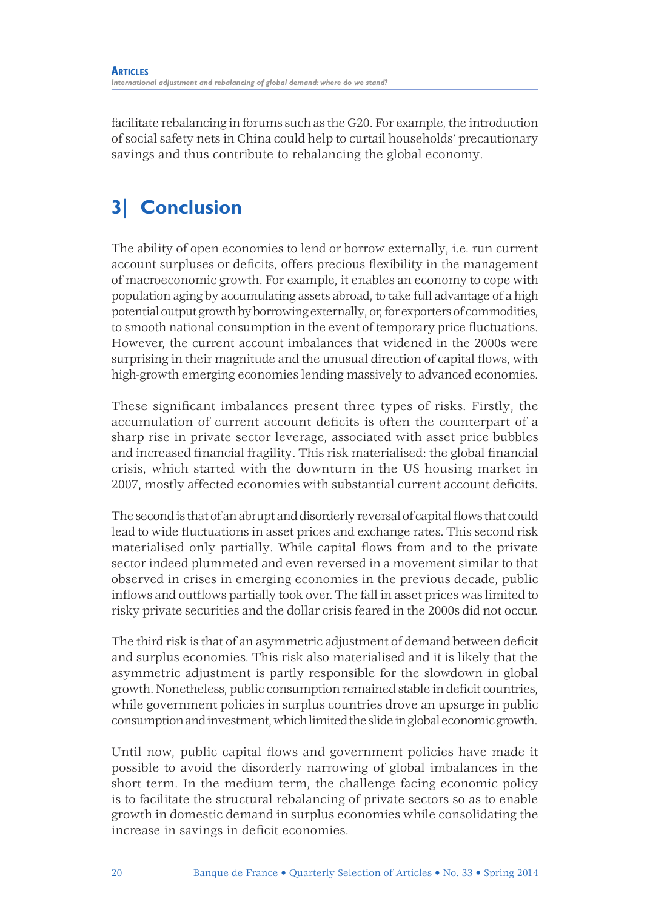facilitate rebalancing in forums such as the G20. For example, the introduction of social safety nets in China could help to curtail households' precautionary savings and thus contribute to rebalancing the global economy.

## 3| Conclusion

The ability of open economies to lend or borrow externally, i.e. run current account surpluses or deficits, offers precious flexibility in the management of macroeconomic growth. For example, it enables an economy to cope with population aging by accumulating assets abroad, to take full advantage of a high potential output growth by borrowing externally, or, for exporters of commodities, to smooth national consumption in the event of temporary price fluctuations. However, the current account imbalances that widened in the 2000s were surprising in their magnitude and the unusual direction of capital flows, with high-growth emerging economies lending massively to advanced economies.

These significant imbalances present three types of risks. Firstly, the accumulation of current account deficits is often the counterpart of a sharp rise in private sector leverage, associated with asset price bubbles and increased financial fragility. This risk materialised: the global financial crisis, which started with the downturn in the US housing market in 2007, mostly affected economies with substantial current account deficits.

The second is that of an abrupt and disorderly reversal of capital flows that could lead to wide fluctuations in asset prices and exchange rates. This second risk materialised only partially. While capital flows from and to the private sector indeed plummeted and even reversed in a movement similar to that observed in crises in emerging economies in the previous decade, public inflows and outflows partially took over. The fall in asset prices was limited to risky private securities and the dollar crisis feared in the 2000s did not occur.

The third risk is that of an asymmetric adjustment of demand between deficit and surplus economies. This risk also materialised and it is likely that the asymmetric adjustment is partly responsible for the slowdown in global growth. Nonetheless, public consumption remained stable in deficit countries, while government policies in surplus countries drove an upsurge in public consumption and investment, which limited the slide in global economic growth.

Until now, public capital flows and government policies have made it possible to avoid the disorderly narrowing of global imbalances in the short term. In the medium term, the challenge facing economic policy is to facilitate the structural rebalancing of private sectors so as to enable growth in domestic demand in surplus economies while consolidating the increase in savings in deficit economies.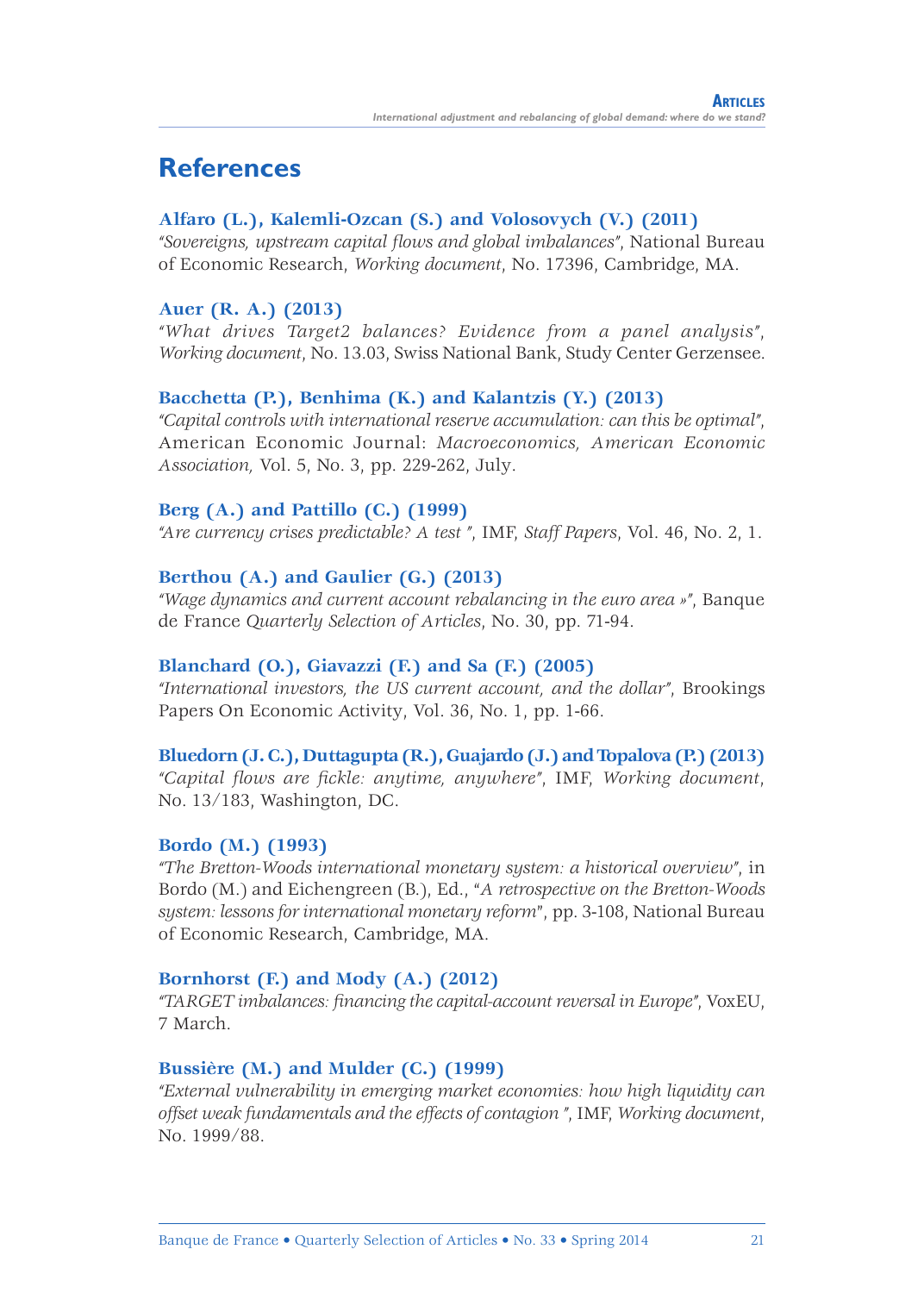# References

**Alfaro (L.), Kalemli-Ozcan (S.) and Volosovych (V.) (2011)**
*"Sovereigns, upstream capital flows and global imbalances"*, National Bureau of Economic Research, *Working document*, No. 17396, Cambridge, MA.

**Auer (R. A.) (2013)**
*"What drives Target2 balances? Evidence from a panel analysis"*, *Working document*, No. 13.03, Swiss National Bank, Study Center Gerzensee.

**Bacchetta (P.), Benhima (K.) and Kalantzis (Y.) (2013)**
*"Capital controls with international reserve accumulation: can this be optimal"*, American Economic Journal: *Macroeconomics, American Economic Association,* Vol. 5, No. 3, pp. 229-262, July.

**Berg (A.) and Pattillo (C.) (1999)**
*"Are currency crises predictable? A test "*, IMF, *Staff Papers*, Vol. 46, No. 2, 1.

**Berthou (A.) and Gaulier (G.) (2013)**
*"Wage dynamics and current account rebalancing in the euro area »"*, Banque de France *Quarterly Selection of Articles*, No. 30, pp. 71-94.

**Blanchard (O.), Giavazzi (F.) and Sa (F.) (2005)**
*"International investors, the US current account, and the dollar"*, Brookings Papers On Economic Activity, Vol. 36, No. 1, pp. 1-66.

**Bluedorn (J. C.), Duttagupta (R.), Guajardo (J.) and Topalova (P.) (2013)**
*"Capital flows are fickle: anytime, anywhere"*, IMF, *Working document*, No. 13/183, Washington, DC.

**Bordo (M.) (1993)**
*"The Bretton-Woods international monetary system: a historical overview"*, in Bordo (M.) and Eichengreen (B.), Ed., "*A retrospective on the Bretton-Woods system: lessons for international monetary reform*", pp. 3-108, National Bureau of Economic Research, Cambridge, MA.

**Bornhorst (F.) and Mody (A.) (2012)**
*"TARGET imbalances: financing the capital-account reversal in Europe"*, VoxEU, 7 March.

**Bussière (M.) and Mulder (C.) (1999)**
*"External vulnerability in emerging market economies: how high liquidity can offset weak fundamentals and the effects of contagion "*, IMF, *Working document*, No. 1999/88.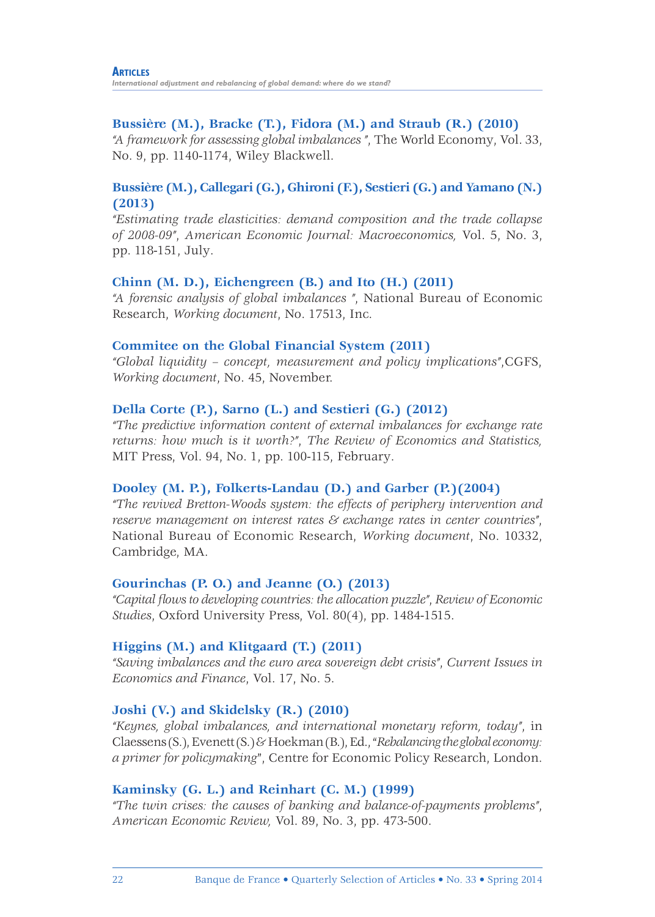**Bussière (M.), Bracke (T.), Fidora (M.) and Straub (R.) (2010)**
*"A framework for assessing global imbalances "*, The World Economy, Vol. 33, No. 9, pp. 1140-1174, Wiley Blackwell.

**Bussière (M.), Callegari (G.), Ghironi (F.), Sestieri (G.) and Yamano (N.) (2013)**
*"Estimating trade elasticities: demand composition and the trade collapse of 2008-09"*, *American Economic Journal: Macroeconomics,* Vol. 5, No. 3, pp. 118-151, July.

**Chinn (M. D.), Eichengreen (B.) and Ito (H.) (2011)**
*"A forensic analysis of global imbalances "*, National Bureau of Economic Research, *Working document*, No. 17513, Inc.

**Commitee on the Global Financial System (2011)**
*"Global liquidity – concept, measurement and policy implications"*,CGFS, *Working document*, No. 45, November.

**Della Corte (P.), Sarno (L.) and Sestieri (G.) (2012)**
*"The predictive information content of external imbalances for exchange rate returns: how much is it worth?"*, *The Review of Economics and Statistics,* MIT Press, Vol. 94, No. 1, pp. 100-115, February.

**Dooley (M. P.), Folkerts-Landau (D.) and Garber (P.)(2004)**
*"The revived Bretton-Woods system: the effects of periphery intervention and reserve management on interest rates & exchange rates in center countries"*, National Bureau of Economic Research, *Working document*, No. 10332, Cambridge, MA.

**Gourinchas (P. O.) and Jeanne (O.) (2013)**
*"Capital flows to developing countries: the allocation puzzle"*, *Review of Economic Studies*, Oxford University Press, Vol. 80(4), pp. 1484-1515.

**Higgins (M.) and Klitgaard (T.) (2011)**
*"Saving imbalances and the euro area sovereign debt crisis"*, *Current Issues in Economics and Finance*, Vol. 17, No. 5.

**Joshi (V.) and Skidelsky (R.) (2010)**
*"Keynes, global imbalances, and international monetary reform, today"*, in Claessens (S.), Evenett (S.) & Hoekman (B.), Ed., "*Rebalancing the global economy: a primer for policymaking*", Centre for Economic Policy Research, London.

**Kaminsky (G. L.) and Reinhart (C. M.) (1999)**
*"The twin crises: the causes of banking and balance-of-payments problems"*, *American Economic Review,* Vol. 89, No. 3, pp. 473-500.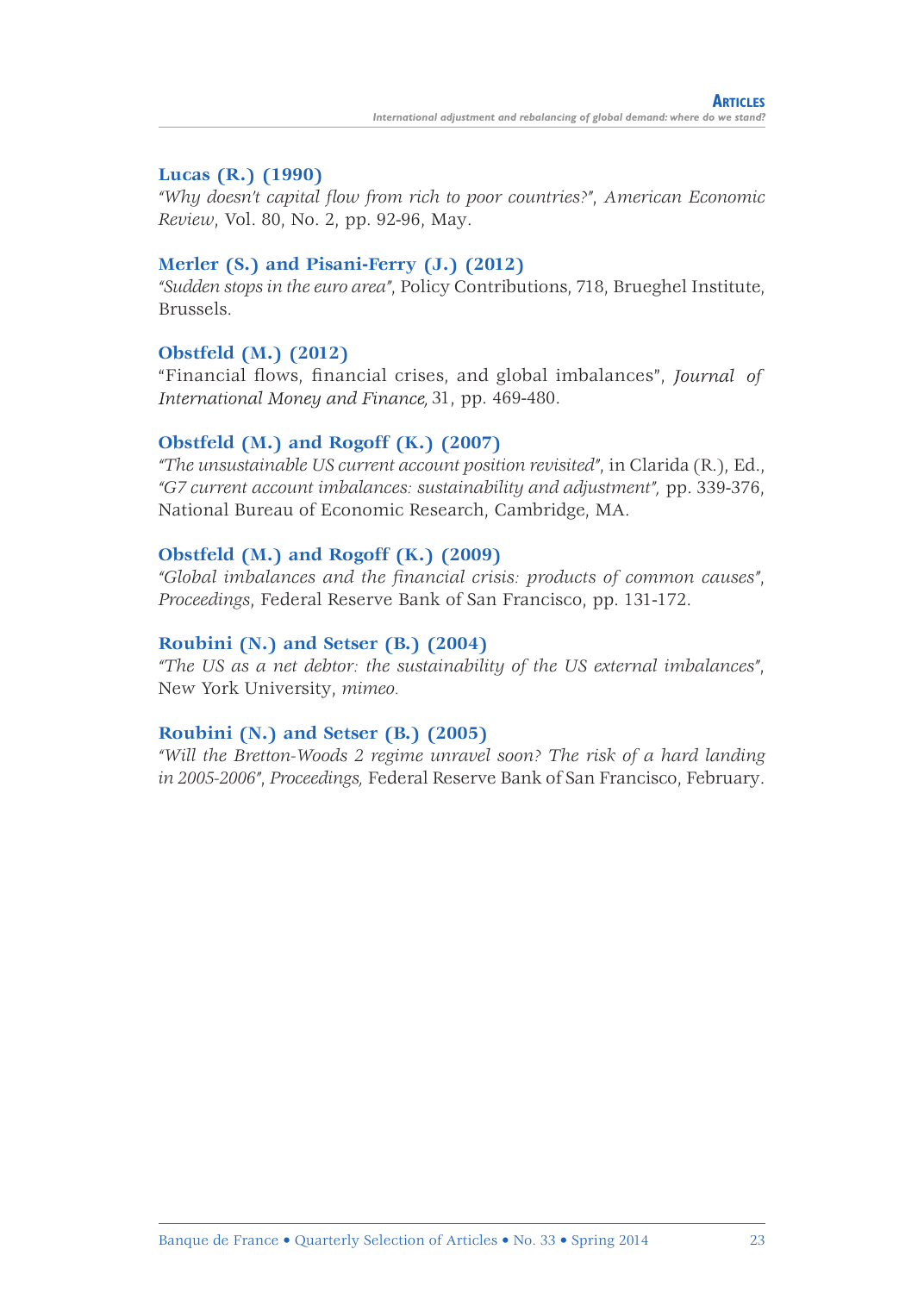**Lucas (R.) (1990)**
*"Why doesn't capital flow from rich to poor countries?"*, *American Economic Review*, Vol. 80, No. 2, pp. 92-96, May.

**Merler (S.) and Pisani-Ferry (J.) (2012)**
*"Sudden stops in the euro area"*, Policy Contributions, 718, Brueghel Institute, Brussels.

**Obstfeld (M.) (2012)**
"Financial flows, financial crises, and global imbalances", *Journal of International Money and Finance,* 31, pp. 469-480.

**Obstfeld (M.) and Rogoff (K.) (2007)**
*"The unsustainable US current account position revisited"*, in Clarida (R.), Ed., *"G7 current account imbalances: sustainability and adjustment",* pp. 339-376, National Bureau of Economic Research, Cambridge, MA.

**Obstfeld (M.) and Rogoff (K.) (2009)**
*"Global imbalances and the financial crisis: products of common causes"*, *Proceedings*, Federal Reserve Bank of San Francisco, pp. 131-172.

**Roubini (N.) and Setser (B.) (2004)**
*"The US as a net debtor: the sustainability of the US external imbalances"*, New York University, *mimeo.*

**Roubini (N.) and Setser (B.) (2005)**
*"Will the Bretton-Woods 2 regime unravel soon? The risk of a hard landing in 2005-2006"*, *Proceedings,* Federal Reserve Bank of San Francisco, February.